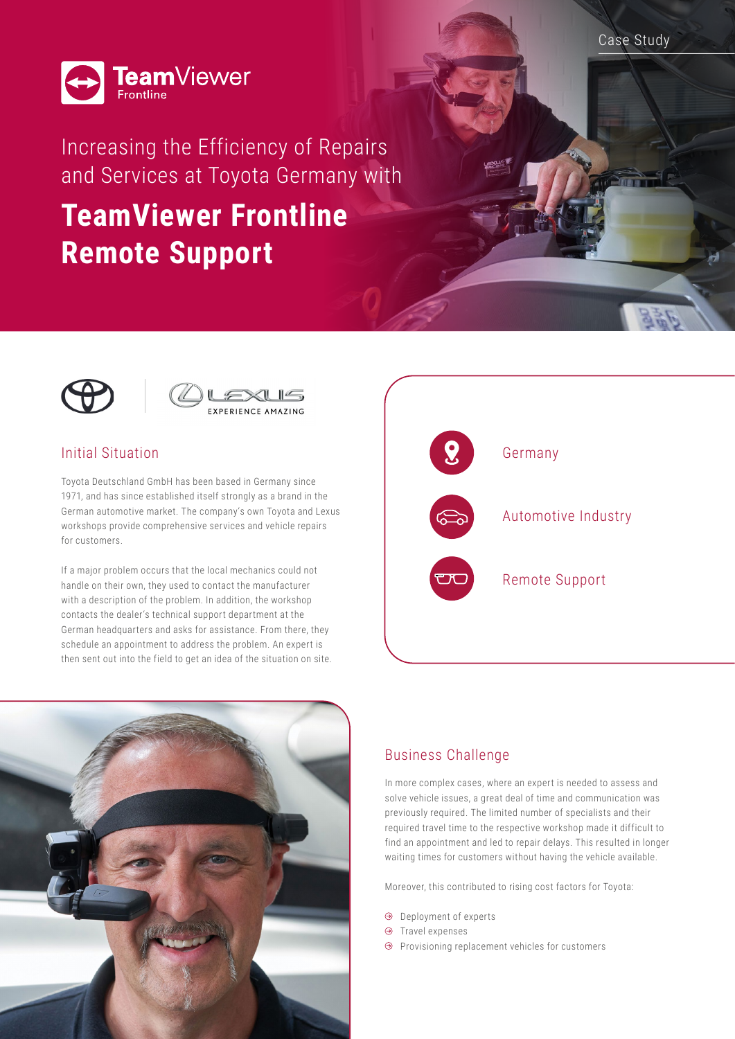Case Study

TeamViewer Frontline

# Increasing the Efficiency of Repairs and Services at Toyota Germany with **TeamViewer Frontline Remote Support**

LEXUS EXPERIENCE AMAZING

- Germany
- Automotive Industry
- Remote Support

## Initial Situation

Toyota Deutschland GmbH has been based in Germany since 1971, and has since established itself strongly as a brand in the German automotive market. The company's own Toyota and Lexus workshops provide comprehensive services and vehicle repairs for customers.

If a major problem occurs that the local mechanics could not handle on their own, they used to contact the manufacturer with a description of the problem. In addition, the workshop contacts the dealer's technical support department at the German headquarters and asks for assistance. From there, they schedule an appointment to address the problem. An expert is then sent out into the field to get an idea of the situation on site.

## Business Challenge

In more complex cases, where an expert is needed to assess and solve vehicle issues, a great deal of time and communication was previously required. The limited number of specialists and their required travel time to the respective workshop made it difficult to find an appointment and led to repair delays. This resulted in longer waiting times for customers without having the vehicle available.

Moreover, this contributed to rising cost factors for Toyota:

- Deployment of experts
- Travel expenses
- Provisioning replacement vehicles for customers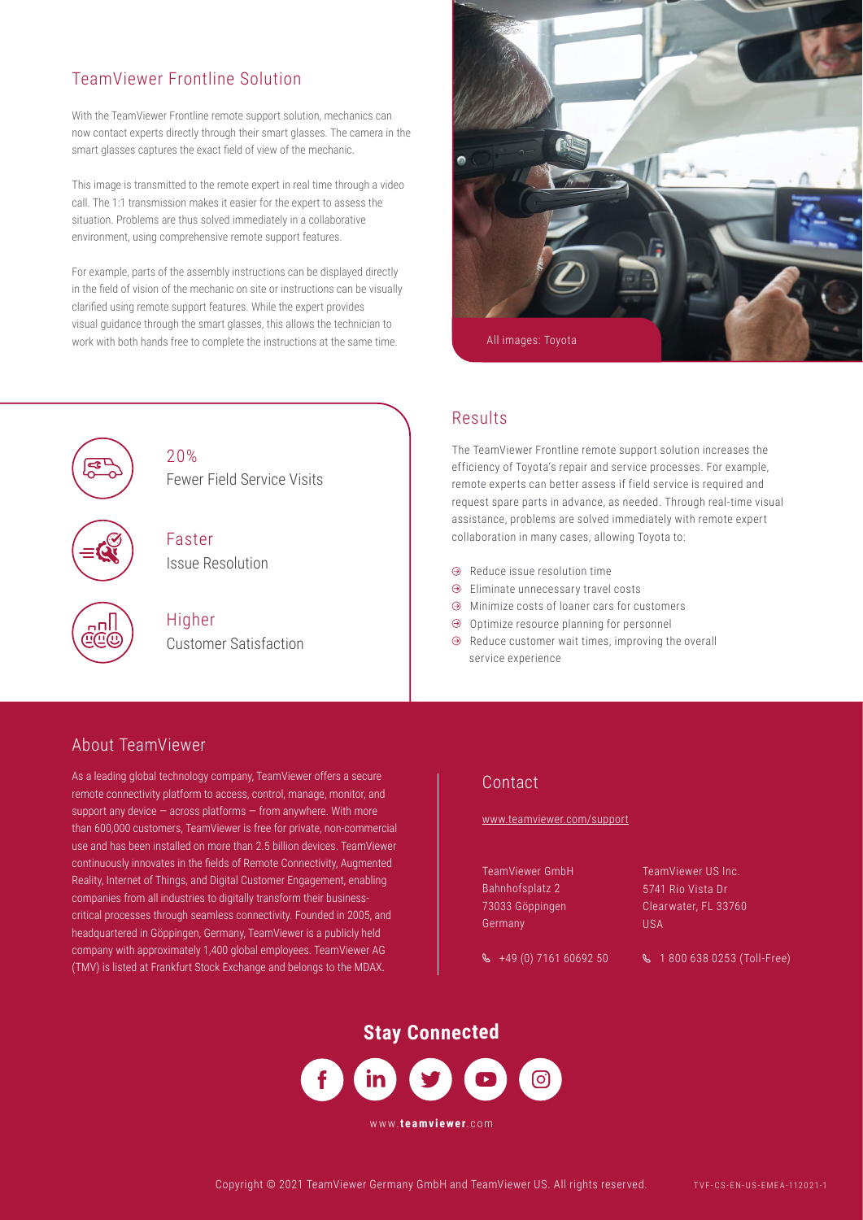## TeamViewer Frontline Solution

With the TeamViewer Frontline remote support solution, mechanics can now contact experts directly through their smart glasses. The camera in the smart glasses captures the exact field of view of the mechanic.

This image is transmitted to the remote expert in real time through a video call. The 1:1 transmission makes it easier for the expert to assess the situation. Problems are thus solved immediately in a collaborative environment, using comprehensive remote support features.

For example, parts of the assembly instructions can be displayed directly in the field of vision of the mechanic on site or instructions can be visually clarified using remote support features. While the expert provides visual guidance through the smart glasses, this allows the technician to work with both hands free to complete the instructions at the same time.

All images: Toyota

20%
Fewer Field Service Visits

Faster
Issue Resolution

Higher
Customer Satisfaction

## Results

The TeamViewer Frontline remote support solution increases the efficiency of Toyota's repair and service processes. For example, remote experts can better assess if field service is required and request spare parts in advance, as needed. Through real-time visual assistance, problems are solved immediately with remote expert collaboration in many cases, allowing Toyota to:

- Reduce issue resolution time
- Eliminate unnecessary travel costs
- Minimize costs of loaner cars for customers
- Optimize resource planning for personnel
- Reduce customer wait times, improving the overall service experience

## About TeamViewer

As a leading global technology company, TeamViewer offers a secure remote connectivity platform to access, control, manage, monitor, and support any device — across platforms — from anywhere. With more than 600,000 customers, TeamViewer is free for private, non-commercial use and has been installed on more than 2.5 billion devices. TeamViewer continuously innovates in the fields of Remote Connectivity, Augmented Reality, Internet of Things, and Digital Customer Engagement, enabling companies from all industries to digitally transform their business-critical processes through seamless connectivity. Founded in 2005, and headquartered in Göppingen, Germany, TeamViewer is a publicly held company with approximately 1,400 global employees. TeamViewer AG (TMV) is listed at Frankfurt Stock Exchange and belongs to the MDAX.

## Contact

www.teamviewer.com/support

TeamViewer GmbH
Bahnhofsplatz 2
73033 Göppingen
Germany

+49 (0) 7161 60692 50

TeamViewer US Inc.
5741 Rio Vista Dr
Clearwater, FL 33760
USA

1 800 638 0253 (Toll-Free)

**Stay Connected**

www.**teamviewer**.com

Copyright © 2021 TeamViewer Germany GmbH and TeamViewer US. All rights reserved.

TVF-CS-EN-US-EMEA-112021-1